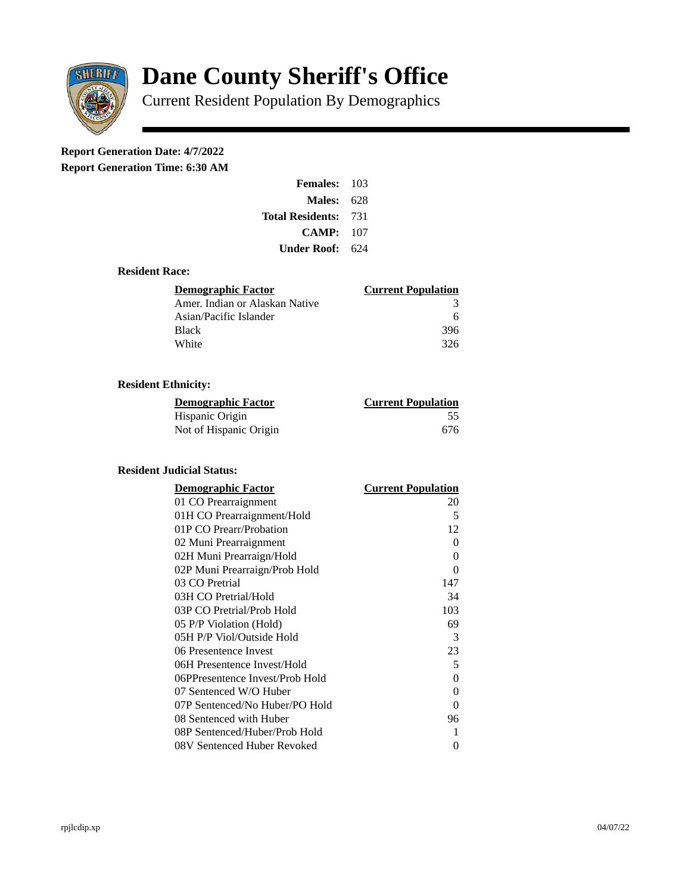# Dane County Sheriff's Office

Current Resident Population By Demographics

**Report Generation Date: 4/7/2022**

**Report Generation Time: 6:30 AM**

| | |
|---|---|
| **Females:** | 103 |
| **Males:** | 628 |
| **Total Residents:** | 731 |
| **CAMP:** | 107 |
| **Under Roof:** | 624 |

### Resident Race:

| Demographic Factor | Current Population |
|---|---|
| Amer. Indian or Alaskan Native | 3 |
| Asian/Pacific Islander | 6 |
| Black | 396 |
| White | 326 |

### Resident Ethnicity:

| Demographic Factor | Current Population |
|---|---|
| Hispanic Origin | 55 |
| Not of Hispanic Origin | 676 |

### Resident Judicial Status:

| Demographic Factor | Current Population |
|---|---|
| 01 CO Prearraignment | 20 |
| 01H CO Prearraignment/Hold | 5 |
| 01P CO Prearr/Probation | 12 |
| 02 Muni Prearraignment | 0 |
| 02H Muni Prearraign/Hold | 0 |
| 02P Muni Prearraign/Prob Hold | 0 |
| 03 CO Pretrial | 147 |
| 03H CO Pretrial/Hold | 34 |
| 03P CO Pretrial/Prob Hold | 103 |
| 05 P/P Violation (Hold) | 69 |
| 05H P/P Viol/Outside Hold | 3 |
| 06 Presentence Invest | 23 |
| 06H Presentence Invest/Hold | 5 |
| 06PPresentence Invest/Prob Hold | 0 |
| 07 Sentenced W/O Huber | 0 |
| 07P Sentenced/No Huber/PO Hold | 0 |
| 08 Sentenced with Huber | 96 |
| 08P Sentenced/Huber/Prob Hold | 1 |
| 08V Sentenced Huber Revoked | 0 |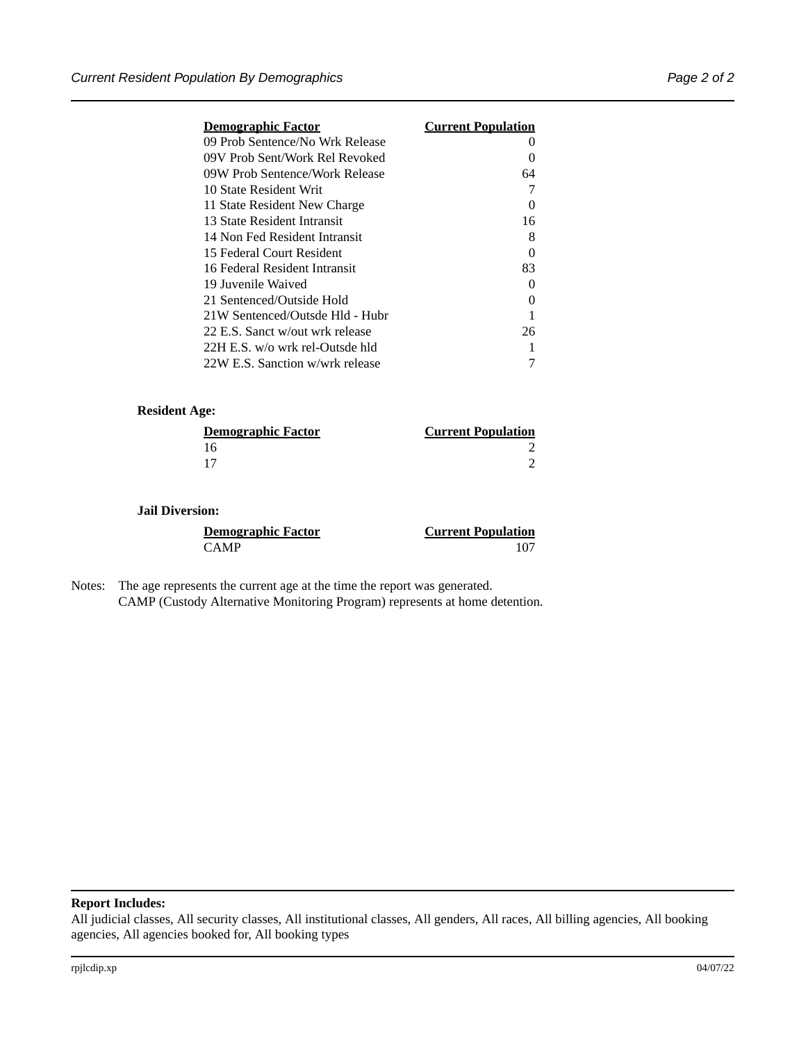| Demographic Factor | Current Population |
| --- | --- |
| 09 Prob Sentence/No Wrk Release | 0 |
| 09V Prob Sent/Work Rel Revoked | 0 |
| 09W Prob Sentence/Work Release | 64 |
| 10 State Resident Writ | 7 |
| 11 State Resident New Charge | 0 |
| 13 State Resident Intransit | 16 |
| 14 Non Fed Resident Intransit | 8 |
| 15 Federal Court Resident | 0 |
| 16 Federal Resident Intransit | 83 |
| 19 Juvenile Waived | 0 |
| 21 Sentenced/Outside Hold | 0 |
| 21W Sentenced/Outsde Hld - Hubr | 1 |
| 22 E.S. Sanct w/out wrk release | 26 |
| 22H E.S. w/o wrk rel-Outsde hld | 1 |
| 22W E.S. Sanction w/wrk release | 7 |

**Resident Age:**

| Demographic Factor | Current Population |
| --- | --- |
| 16 | 2 |
| 17 | 2 |

**Jail Diversion:**

| Demographic Factor | Current Population |
| --- | --- |
| CAMP | 107 |

Notes: The age represents the current age at the time the report was generated.
CAMP (Custody Alternative Monitoring Program) represents at home detention.

**Report Includes:**
All judicial classes, All security classes, All institutional classes, All genders, All races, All billing agencies, All booking agencies, All agencies booked for, All booking types

rpjlcdip.xp 04/07/22